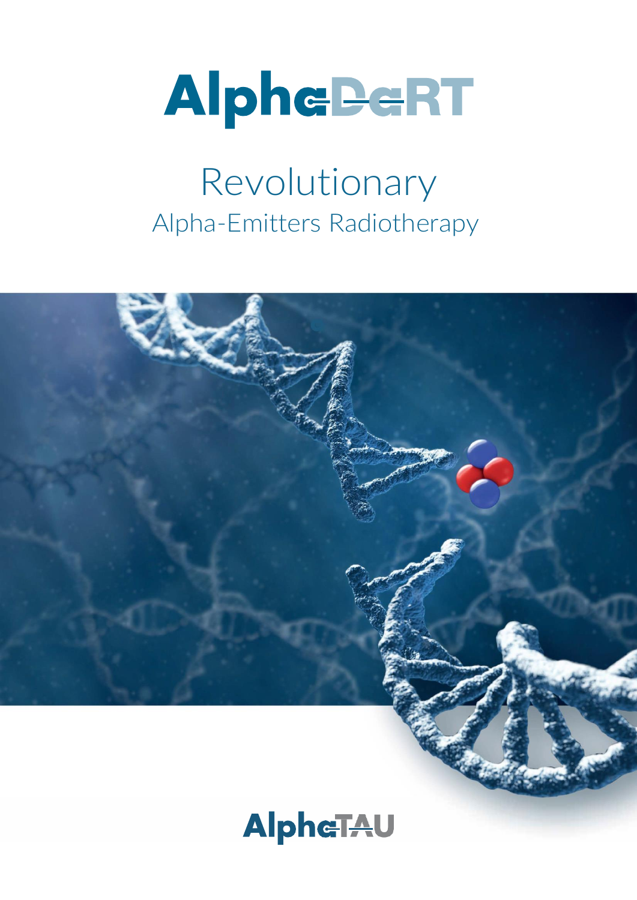# AlphaDaRT

## Revolutionary

### Alpha-Emitters Radiotherapy

AlphaTAU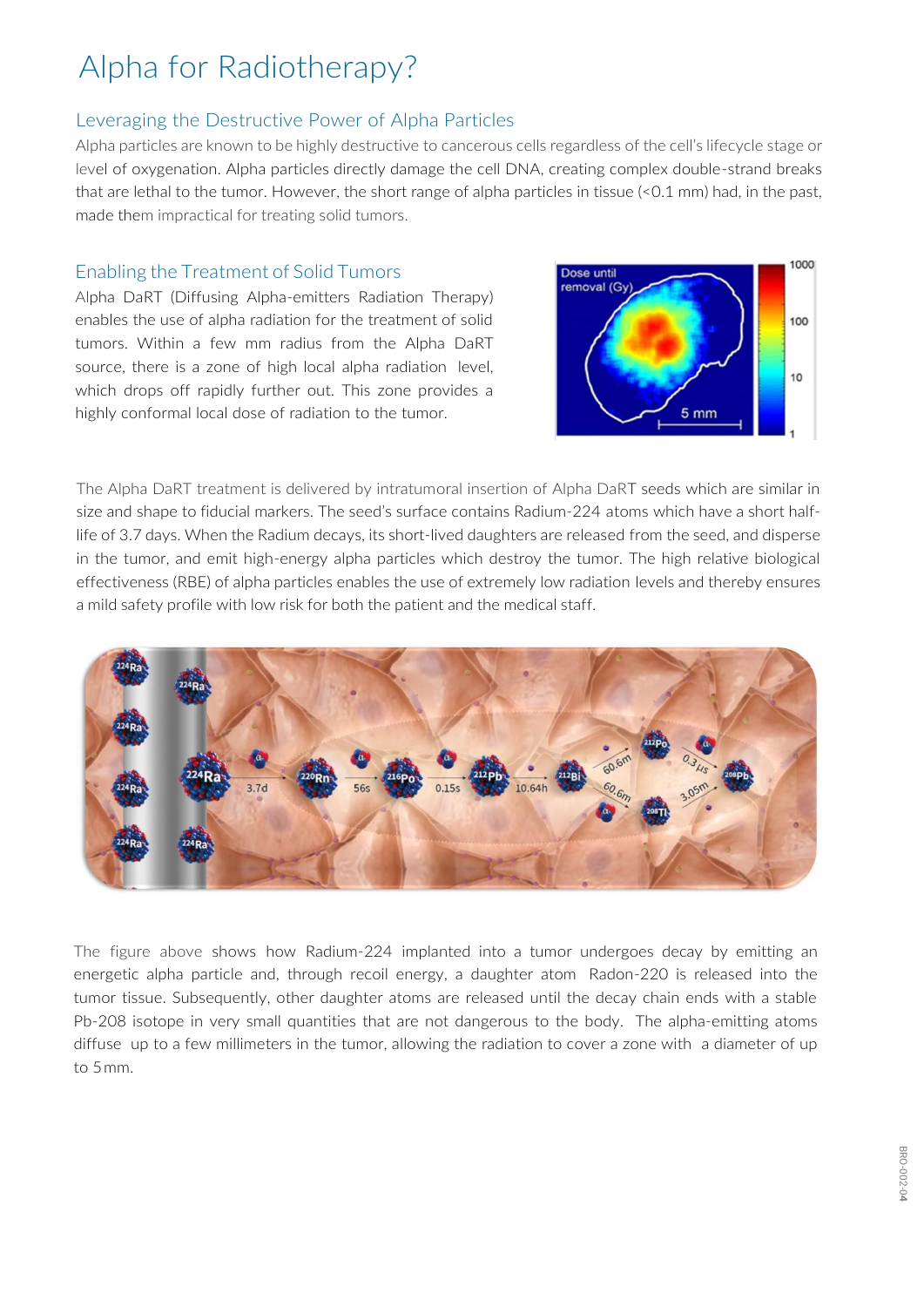# Alpha for Radiotherapy?

## Leveraging the Destructive Power of Alpha Particles

Alpha particles are known to be highly destructive to cancerous cells regardless of the cell's lifecycle stage or level of oxygenation. Alpha particles directly damage the cell DNA, creating complex double-strand breaks that are lethal to the tumor. However, the short range of alpha particles in tissue (<0.1 mm) had, in the past, made them impractical for treating solid tumors.

## Enabling the Treatment of Solid Tumors

Alpha DaRT (Diffusing Alpha-emitters Radiation Therapy) enables the use of alpha radiation for the treatment of solid tumors. Within a few mm radius from the Alpha DaRT source, there is a zone of high local alpha radiation level, which drops off rapidly further out. This zone provides a highly conformal local dose of radiation to the tumor.

The Alpha DaRT treatment is delivered by intratumoral insertion of Alpha DaRT seeds which are similar in size and shape to fiducial markers. The seed's surface contains Radium-224 atoms which have a short half-life of 3.7 days. When the Radium decays, its short-lived daughters are released from the seed, and disperse in the tumor, and emit high-energy alpha particles which destroy the tumor. The high relative biological effectiveness (RBE) of alpha particles enables the use of extremely low radiation levels and thereby ensures a mild safety profile with low risk for both the patient and the medical staff.

The figure above shows how Radium-224 implanted into a tumor undergoes decay by emitting an energetic alpha particle and, through recoil energy, a daughter atom Radon-220 is released into the tumor tissue. Subsequently, other daughter atoms are released until the decay chain ends with a stable Pb-208 isotope in very small quantities that are not dangerous to the body. The alpha-emitting atoms diffuse up to a few millimeters in the tumor, allowing the radiation to cover a zone with a diameter of up to 5 mm.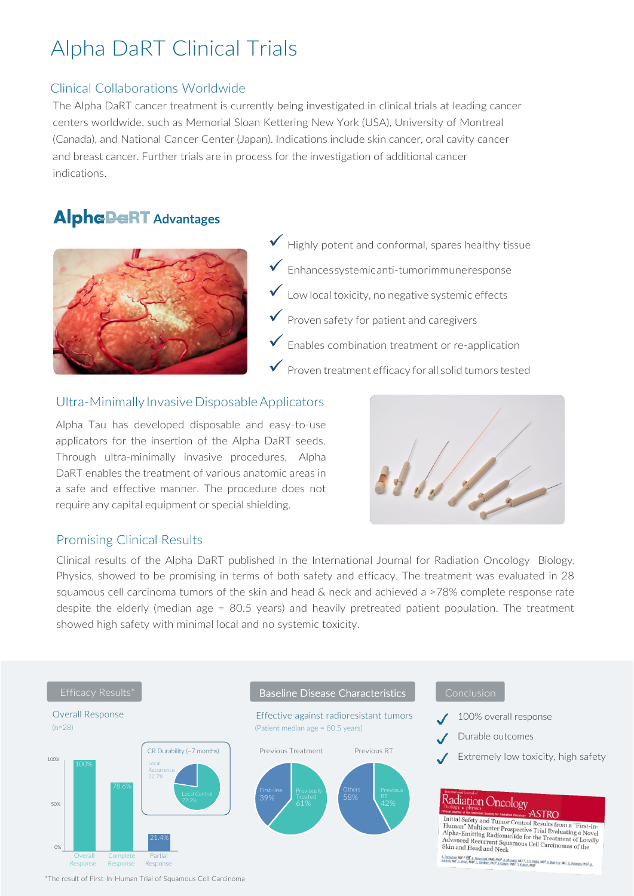# Alpha DaRT Clinical Trials

## Clinical Collaborations Worldwide

The Alpha DaRT cancer treatment is currently being investigated in clinical trials at leading cancer centers worldwide, such as Memorial Sloan Kettering New York (USA), University of Montreal (Canada), and National Cancer Center (Japan). Indications include skin cancer, oral cavity cancer and breast cancer. Further trials are in process for the investigation of additional cancer indications.

## AlphaDaRT Advantages

- ✓ Highly potent and conformal, spares healthy tissue
- ✓ Enhances systemic anti-tumor immune response
- ✓ Low local toxicity, no negative systemic effects
- ✓ Proven safety for patient and caregivers
- ✓ Enables combination treatment or re-application
- ✓ Proven treatment efficacy for all solid tumors tested

## Ultra-Minimally Invasive Disposable Applicators

Alpha Tau has developed disposable and easy-to-use applicators for the insertion of the Alpha DaRT seeds. Through ultra-minimally invasive procedures, Alpha DaRT enables the treatment of various anatomic areas in a safe and effective manner. The procedure does not require any capital equipment or special shielding.

## Promising Clinical Results

Clinical results of the Alpha DaRT published in the International Journal for Radiation Oncology Biology, Physics, showed to be promising in terms of both safety and efficacy. The treatment was evaluated in 28 squamous cell carcinoma tumors of the skin and head & neck and achieved a >78% complete response rate despite the elderly (median age = 80.5 years) and heavily pretreated patient population. The treatment showed high safety with minimal local and no systemic toxicity.

### Efficacy Results*

**Overall Response** (n=28)

| Response | % |
|---|---|
| Overall Response | 100% |
| Complete Response | 78.6% |
| Partial Response | 21.4% |

CR Durability (~7 months): Local Control 77.2%, Local Recurrence 22.7%

### Baseline Disease Characteristics

**Effective against radioresistant tumors** (Patient median age = 80.5 years)

Previous Treatment: First-line 39%, Previously Treated 61%

Previous RT: Others 58%, Previous RT 42%

### Conclusion

- ✓ 100% overall response
- ✓ Durable outcomes
- ✓ Extremely low toxicity, high safety

*International Journal of Radiation Oncology • Biology • Physics*

Initial Safety and Tumor Control Results from a "First-in-Human" Multicenter Prospective Trial Evaluating a Novel Alpha-Emitting Radionuclide for the Treatment of Locally Advanced Recurrent Squamous Cell Carcinomas of the Skin and Head and Neck

*The result of First-In-Human Trial of Squamous Cell Carcinoma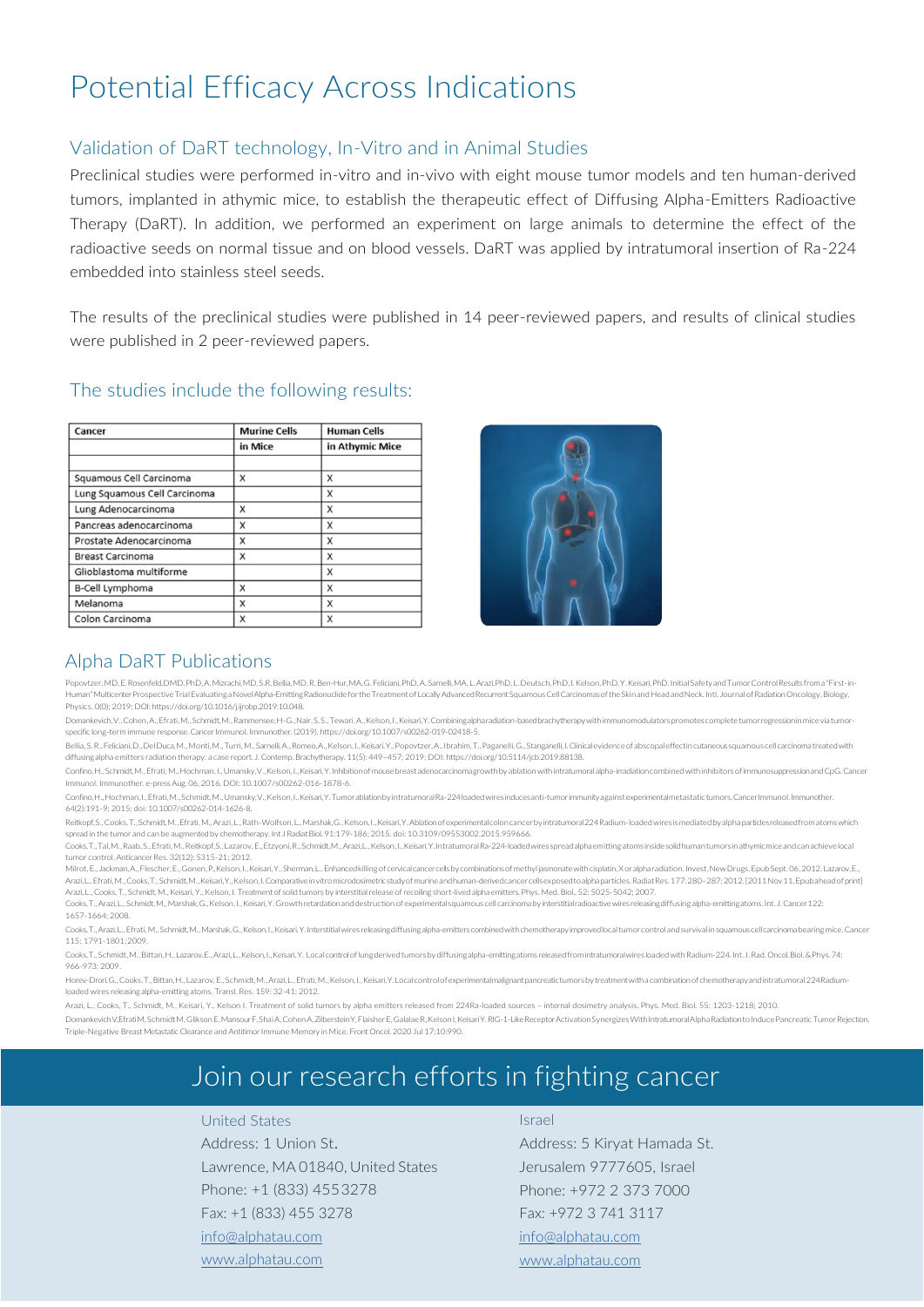# Potential Efficacy Across Indications

## Validation of DaRT technology, In-Vitro and in Animal Studies

Preclinical studies were performed in-vitro and in-vivo with eight mouse tumor models and ten human-derived tumors, implanted in athymic mice, to establish the therapeutic effect of Diffusing Alpha-Emitters Radioactive Therapy (DaRT). In addition, we performed an experiment on large animals to determine the effect of the radioactive seeds on normal tissue and on blood vessels. DaRT was applied by intratumoral insertion of Ra-224 embedded into stainless steel seeds.

The results of the preclinical studies were published in 14 peer-reviewed papers, and results of clinical studies were published in 2 peer-reviewed papers.

## The studies include the following results:

| Cancer | Murine Cells in Mice | Human Cells in Athymic Mice |
|---|---|---|
| Squamous Cell Carcinoma | X | X |
| Lung Squamous Cell Carcinoma | | X |
| Lung Adenocarcinoma | X | X |
| Pancreas adenocarcinoma | X | X |
| Prostate Adenocarcinoma | X | X |
| Breast Carcinoma | X | X |
| Glioblastoma multiforme | | X |
| B-Cell Lymphoma | X | X |
| Melanoma | X | X |
| Colon Carcinoma | X | X |

## Alpha DaRT Publications

Popovtzer, MD. E. Rosenfeld, DMD, PhD, A. Mizrachi, MD, S.R. Bellia, MD, R. Ben-Hur, MA, G. Feliciani, PhD, A. Sarnelli, MA, L. Arazi, PhD, L. Deutsch, PhD, I. Kelson, PhD, Y. Keisari, PhD. Initial Safety and Tumor Control Results from a "First-in-Human" Multicenter Prospective Trial Evaluating a Novel Alpha-Emitting Radionuclide for the Treatment of Locally Advanced Recurrent Squamous Cell Carcinomas of the Skin and Head and Neck. Intl. Journal of Radiation Oncology, Biology, Physics. 0(0); 2019; DOI: https://doi.org/10.1016/j.ijrobp.2019.10.048.

Domankevich, V., Cohen, A., Efrati, M., Schmidt, M., Rammensee, H-G., Nair, S. S., Tewari, A., Kelson, I., Keisari, Y. Combining alpha radiation-based brachytherapy with immunomodulators promotes complete tumor regression in mice via tumor-specific long-term immune response. Cancer Immunol. Immunother. (2019). https://doi.org/10.1007/s00262-019-02418-5.

Bellia, S. R., Feliciani, D., Del Duca, M., Monti, M., Turri, M., Sarnelli, A., Romeo, A., Kelson, I., Keisari, Y., Popovtzer, A., Ibrahim, T., Paganelli, G., Stanganelli, I. Clinical evidence of abscopal effect in cutaneous squamous cell carcinoma treated with diffusing alpha emitters radiation therapy: a case report. J. Contemp. Brachytherapy. 11(5): 449–457; 2019; DOI: https://doi.org/10.5114/jcb.2019.88138.

Confino, H., Schmidt, M., Efrati, M., Hochman, I., Umansky, V., Kelson, I., Keisari, Y. Inhibition of mouse breast adenocarcinoma growth by ablation with intratumoral alpha-irradiation combined with inhibitors of immunosuppression and CpG. Cancer Immunol. Immunother. e-press Aug. 06, 2016. DOI: 10.1007/s00262-016-1878-6.

Confino, H., Hochman, I., Efrati, M., Schmidt, M., Umansky, V., Kelson, I., Keisari, Y. Tumor ablation by intratumoral Ra-224 loaded wires induces anti-tumor immunity against experimental metastatic tumors. Cancer Immunol. Immunother. 64(2):191-9; 2015; doi: 10.1007/s00262-014-1626-8.

Reitkopf, S., Cooks, T., Schmidt, M., Efrati, M., Arazi, L., Rath-Wolfson, L., Marshak, G., Kelson, I., Keisari, Y. Ablation of experimental colon cancer by intratumoral 224Radium-loaded wires is mediated by alpha particles released from atoms which spread in the tumor and can be augmented by chemotherapy. Int J Radiat Biol. 91:179-186; 2015. doi: 10.3109/09553002.2015.959666.

Cooks, T., Tal, M., Raab, S., Efrati, M., Reitkopf, S., Lazarov, E., Etzyoni, R., Schmidt, M., Arazi, L., Kelson, I., Keisari, Y. Intratumoral Ra-224-loaded wires spread alpha emitting atoms inside solid human tumors in athymic mice and can achieve local tumor control. Anticancer Res. 32(12): 5315-21; 2012.

Milrot, E., Jackman, A., Flescher, E., Gonen, P., Kelson, I., Keisari, Y., Sherman, L.. Enhanced killing of cervical cancer cells by combinations of methyl jasmonate with cisplatin, X or alpha radiation. Invest. New Drugs. Epub Sept. 06, 2012. Lazarov, E., Arazi, L., Efrati, M., Cooks, T., Schmidt, M., Keisari, Y., Kelson, I. Comparative in vitro microdosimetric study of murine and human-derived cancer cells exposed to alpha particles. Radiat Res. 177:280–287; 2012. [2011 Nov 11. Epub ahead of print] Arazi, L., Cooks, T., Schmidt, M., Keisari, Y., Kelson, I. Treatment of solid tumors by interstitial release of recoiling short-lived alpha emitters. Phys. Med. Biol., 52: 5025-5042; 2007.

Cooks, T., Arazi, L., Schmidt, M., Marshak, G., Kelson, I., Keisari, Y. Growth retardation and destruction of experimental squamous cell carcinoma by interstitial radioactive wires releasing diffusing alpha-emitting atoms. Int. J. Cancer 122: 1657-1664; 2008.

Cooks, T., Arazi, L., Efrati, M., Schmidt, M., Marshak, G., Kelson, I., Keisari, Y. Interstitial wires releasing diffusing alpha-emitters combined with chemotherapy improved local tumor control and survival in squamous cell carcinoma bearing mice. Cancer 115: 1791-1801; 2009.

Cooks, T., Schmidt, M., Bittan, H., Lazarov, E., Arazi, L., Kelson, I., Keisari, Y. Local control of lung derived tumors by diffusing alpha-emitting atoms released from intratumoral wires loaded with Radium-224. Int. J. Rad. Oncol. Biol. & Phys. 74: 966-973; 2009.

Horev-Drori, G., Cooks, T., Bittan, H., Lazarov, E., Schmidt, M., Arazi, L., Efrati, M., Kelson, I., Keisari, Y. Local control of experimental malignant pancreatic tumors by treatment with a combination of chemotherapy and intratumoral 224Radium-loaded wires releasing alpha-emitting atoms. Transl. Res. 159: 32-41; 2012.

Arazi, L., Cooks, T., Schmidt, M., Keisari, Y., Kelson I. Treatment of solid tumors by alpha emitters released from 224Ra-loaded sources – internal dosimetry analysis. Phys. Med. Biol. 55: 1203-1218; 2010.

Domankevich V, Efrati M, Schmidt M, Glikson E, Mansour F, Shai A, Cohen A, Zilberstein Y, Flaisher E, Galalae R, Kelson I, Keisari Y. RIG-1-Like Receptor Activation Synergizes With Intratumoral Alpha Radiation to Induce Pancreatic Tumor Rejection, Triple-Negative Breast Metastatic Clearance and Antitumor Immune Memory in Mice. Front Oncol. 2020 Jul 17;10:990.

## Join our research efforts in fighting cancer

**United States**
Address: 1 Union St.
Lawrence, MA 01840, United States
Phone: +1 (833) 455 3278
Fax: +1 (833) 455 3278
info@alphatau.com
www.alphatau.com

**Israel**
Address: 5 Kiryat Hamada St.
Jerusalem 9777605, Israel
Phone: +972 2 373 7000
Fax: +972 3 741 3117
info@alphatau.com
www.alphatau.com